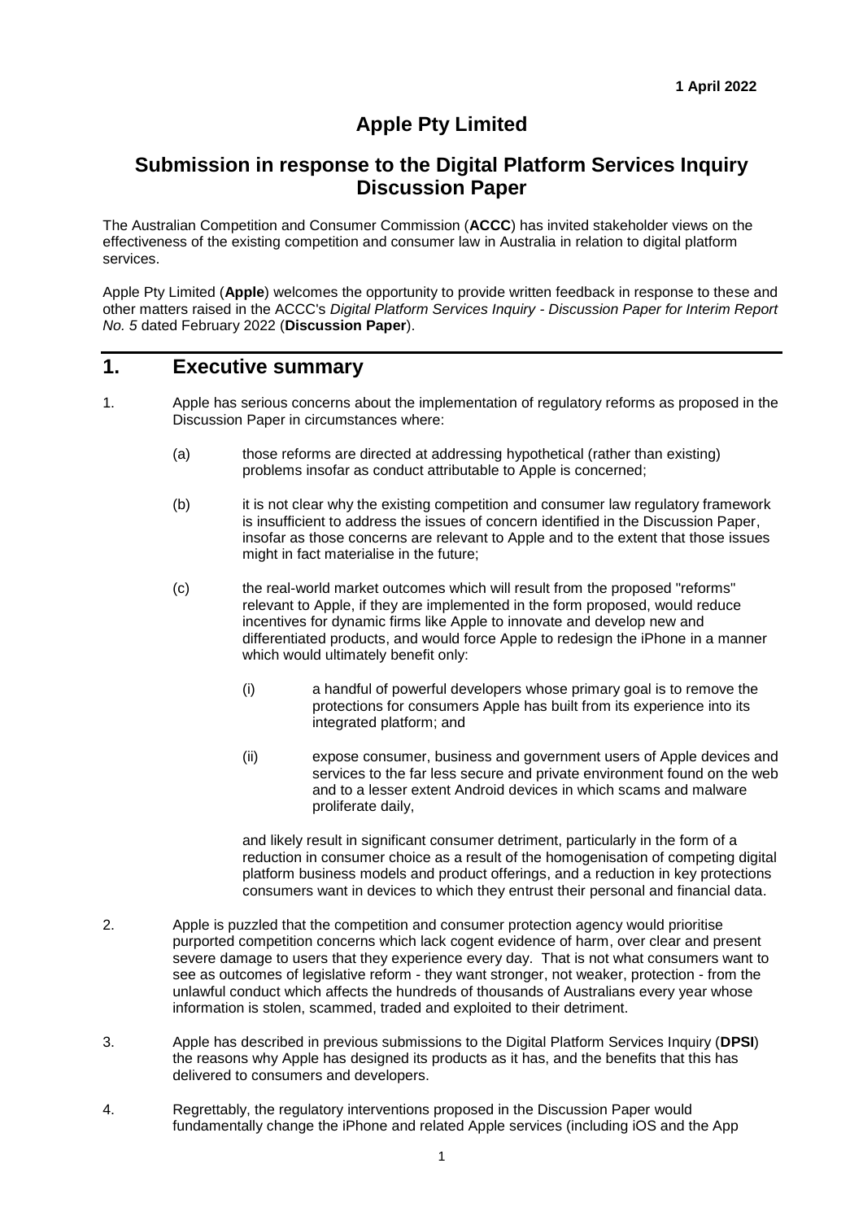**1 April 2022**

# Apple Pty Limited

## Submission in response to the Digital Platform Services Inquiry Discussion Paper

The Australian Competition and Consumer Commission (**ACCC**) has invited stakeholder views on the effectiveness of the existing competition and consumer law in Australia in relation to digital platform services.

Apple Pty Limited (**Apple**) welcomes the opportunity to provide written feedback in response to these and other matters raised in the ACCC's *Digital Platform Services Inquiry - Discussion Paper for Interim Report No. 5* dated February 2022 (**Discussion Paper**).

## 1. Executive summary

1. Apple has serious concerns about the implementation of regulatory reforms as proposed in the Discussion Paper in circumstances where:

   (a) those reforms are directed at addressing hypothetical (rather than existing) problems insofar as conduct attributable to Apple is concerned;

   (b) it is not clear why the existing competition and consumer law regulatory framework is insufficient to address the issues of concern identified in the Discussion Paper, insofar as those concerns are relevant to Apple and to the extent that those issues might in fact materialise in the future;

   (c) the real-world market outcomes which will result from the proposed "reforms" relevant to Apple, if they are implemented in the form proposed, would reduce incentives for dynamic firms like Apple to innovate and develop new and differentiated products, and would force Apple to redesign the iPhone in a manner which would ultimately benefit only:

      (i) a handful of powerful developers whose primary goal is to remove the protections for consumers Apple has built from its experience into its integrated platform; and

      (ii) expose consumer, business and government users of Apple devices and services to the far less secure and private environment found on the web and to a lesser extent Android devices in which scams and malware proliferate daily,

   and likely result in significant consumer detriment, particularly in the form of a reduction in consumer choice as a result of the homogenisation of competing digital platform business models and product offerings, and a reduction in key protections consumers want in devices to which they entrust their personal and financial data.

2. Apple is puzzled that the competition and consumer protection agency would prioritise purported competition concerns which lack cogent evidence of harm, over clear and present severe damage to users that they experience every day. That is not what consumers want to see as outcomes of legislative reform - they want stronger, not weaker, protection - from the unlawful conduct which affects the hundreds of thousands of Australians every year whose information is stolen, scammed, traded and exploited to their detriment.

3. Apple has described in previous submissions to the Digital Platform Services Inquiry (**DPSI**) the reasons why Apple has designed its products as it has, and the benefits that this has delivered to consumers and developers.

4. Regrettably, the regulatory interventions proposed in the Discussion Paper would fundamentally change the iPhone and related Apple services (including iOS and the App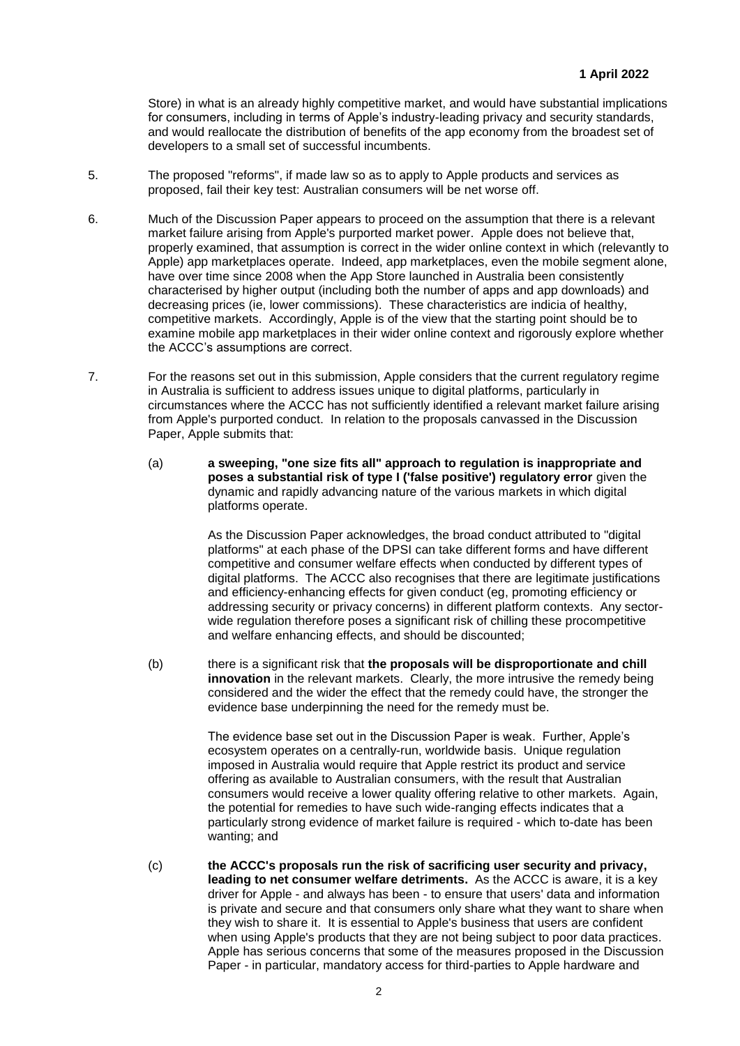Store) in what is an already highly competitive market, and would have substantial implications for consumers, including in terms of Apple's industry-leading privacy and security standards, and would reallocate the distribution of benefits of the app economy from the broadest set of developers to a small set of successful incumbents.

5. The proposed "reforms", if made law so as to apply to Apple products and services as proposed, fail their key test: Australian consumers will be net worse off.

6. Much of the Discussion Paper appears to proceed on the assumption that there is a relevant market failure arising from Apple's purported market power. Apple does not believe that, properly examined, that assumption is correct in the wider online context in which (relevantly to Apple) app marketplaces operate. Indeed, app marketplaces, even the mobile segment alone, have over time since 2008 when the App Store launched in Australia been consistently characterised by higher output (including both the number of apps and app downloads) and decreasing prices (ie, lower commissions). These characteristics are indicia of healthy, competitive markets. Accordingly, Apple is of the view that the starting point should be to examine mobile app marketplaces in their wider online context and rigorously explore whether the ACCC's assumptions are correct.

7. For the reasons set out in this submission, Apple considers that the current regulatory regime in Australia is sufficient to address issues unique to digital platforms, particularly in circumstances where the ACCC has not sufficiently identified a relevant market failure arising from Apple's purported conduct. In relation to the proposals canvassed in the Discussion Paper, Apple submits that:

   (a) **a sweeping, "one size fits all" approach to regulation is inappropriate and poses a substantial risk of type I ('false positive') regulatory error** given the dynamic and rapidly advancing nature of the various markets in which digital platforms operate.

   As the Discussion Paper acknowledges, the broad conduct attributed to "digital platforms" at each phase of the DPSI can take different forms and have different competitive and consumer welfare effects when conducted by different types of digital platforms. The ACCC also recognises that there are legitimate justifications and efficiency-enhancing effects for given conduct (eg, promoting efficiency or addressing security or privacy concerns) in different platform contexts. Any sector-wide regulation therefore poses a significant risk of chilling these procompetitive and welfare enhancing effects, and should be discounted;

   (b) there is a significant risk that **the proposals will be disproportionate and chill innovation** in the relevant markets. Clearly, the more intrusive the remedy being considered and the wider the effect that the remedy could have, the stronger the evidence base underpinning the need for the remedy must be.

   The evidence base set out in the Discussion Paper is weak. Further, Apple's ecosystem operates on a centrally-run, worldwide basis. Unique regulation imposed in Australia would require that Apple restrict its product and service offering as available to Australian consumers, with the result that Australian consumers would receive a lower quality offering relative to other markets. Again, the potential for remedies to have such wide-ranging effects indicates that a particularly strong evidence of market failure is required - which to-date has been wanting; and

   (c) **the ACCC's proposals run the risk of sacrificing user security and privacy, leading to net consumer welfare detriments.** As the ACCC is aware, it is a key driver for Apple - and always has been - to ensure that users' data and information is private and secure and that consumers only share what they want to share when they wish to share it. It is essential to Apple's business that users are confident when using Apple's products that they are not being subject to poor data practices. Apple has serious concerns that some of the measures proposed in the Discussion Paper - in particular, mandatory access for third-parties to Apple hardware and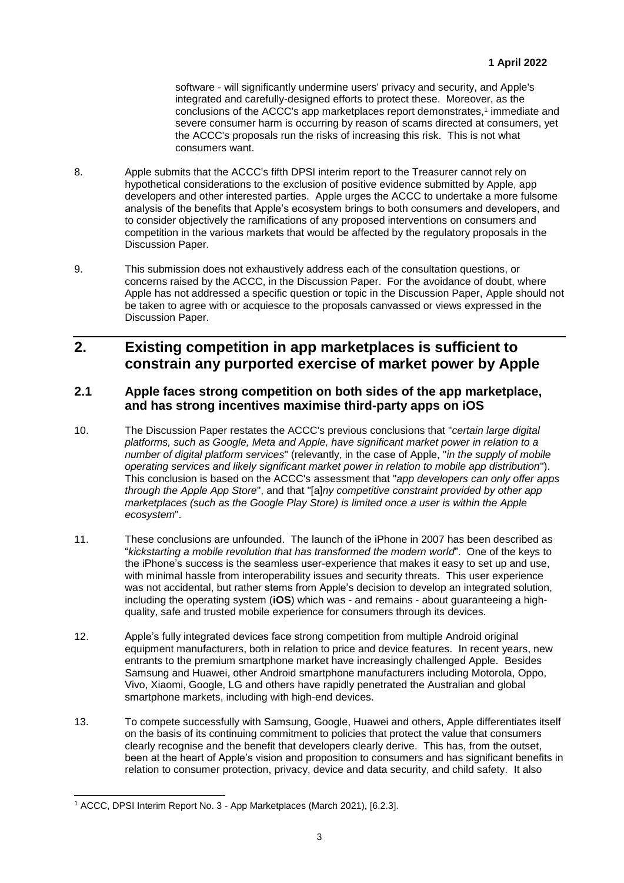software - will significantly undermine users' privacy and security, and Apple's integrated and carefully-designed efforts to protect these. Moreover, as the conclusions of the ACCC's app marketplaces report demonstrates,[1] immediate and severe consumer harm is occurring by reason of scams directed at consumers, yet the ACCC's proposals run the risks of increasing this risk. This is not what consumers want.

8. Apple submits that the ACCC's fifth DPSI interim report to the Treasurer cannot rely on hypothetical considerations to the exclusion of positive evidence submitted by Apple, app developers and other interested parties. Apple urges the ACCC to undertake a more fulsome analysis of the benefits that Apple's ecosystem brings to both consumers and developers, and to consider objectively the ramifications of any proposed interventions on consumers and competition in the various markets that would be affected by the regulatory proposals in the Discussion Paper.

9. This submission does not exhaustively address each of the consultation questions, or concerns raised by the ACCC, in the Discussion Paper. For the avoidance of doubt, where Apple has not addressed a specific question or topic in the Discussion Paper, Apple should not be taken to agree with or acquiesce to the proposals canvassed or views expressed in the Discussion Paper.

## 2. Existing competition in app marketplaces is sufficient to constrain any purported exercise of market power by Apple

### 2.1 Apple faces strong competition on both sides of the app marketplace, and has strong incentives maximise third-party apps on iOS

10. The Discussion Paper restates the ACCC's previous conclusions that "*certain large digital platforms, such as Google, Meta and Apple, have significant market power in relation to a number of digital platform services*" (relevantly, in the case of Apple, "*in the supply of mobile operating services and likely significant market power in relation to mobile app distribution*"). This conclusion is based on the ACCC's assessment that "*app developers can only offer apps through the Apple App Store*", and that "[a]*ny competitive constraint provided by other app marketplaces (such as the Google Play Store) is limited once a user is within the Apple ecosystem*".

11. These conclusions are unfounded. The launch of the iPhone in 2007 has been described as "*kickstarting a mobile revolution that has transformed the modern world*". One of the keys to the iPhone's success is the seamless user-experience that makes it easy to set up and use, with minimal hassle from interoperability issues and security threats. This user experience was not accidental, but rather stems from Apple's decision to develop an integrated solution, including the operating system (**iOS**) which was - and remains - about guaranteeing a high-quality, safe and trusted mobile experience for consumers through its devices.

12. Apple's fully integrated devices face strong competition from multiple Android original equipment manufacturers, both in relation to price and device features. In recent years, new entrants to the premium smartphone market have increasingly challenged Apple. Besides Samsung and Huawei, other Android smartphone manufacturers including Motorola, Oppo, Vivo, Xiaomi, Google, LG and others have rapidly penetrated the Australian and global smartphone markets, including with high-end devices.

13. To compete successfully with Samsung, Google, Huawei and others, Apple differentiates itself on the basis of its continuing commitment to policies that protect the value that consumers clearly recognise and the benefit that developers clearly derive. This has, from the outset, been at the heart of Apple's vision and proposition to consumers and has significant benefits in relation to consumer protection, privacy, device and data security, and child safety. It also

---

[1] ACCC, DPSI Interim Report No. 3 - App Marketplaces (March 2021), [6.2.3].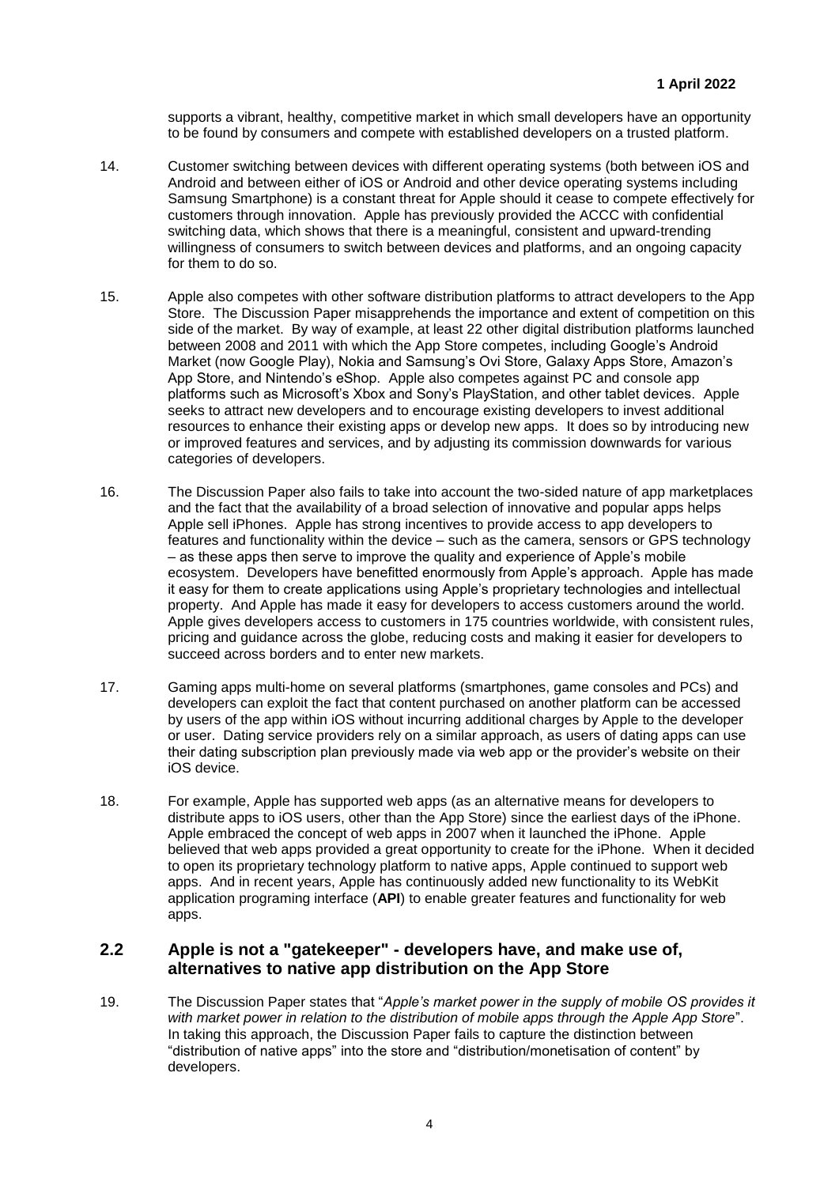supports a vibrant, healthy, competitive market in which small developers have an opportunity to be found by consumers and compete with established developers on a trusted platform.

14. Customer switching between devices with different operating systems (both between iOS and Android and between either of iOS or Android and other device operating systems including Samsung Smartphone) is a constant threat for Apple should it cease to compete effectively for customers through innovation. Apple has previously provided the ACCC with confidential switching data, which shows that there is a meaningful, consistent and upward-trending willingness of consumers to switch between devices and platforms, and an ongoing capacity for them to do so.

15. Apple also competes with other software distribution platforms to attract developers to the App Store. The Discussion Paper misapprehends the importance and extent of competition on this side of the market. By way of example, at least 22 other digital distribution platforms launched between 2008 and 2011 with which the App Store competes, including Google's Android Market (now Google Play), Nokia and Samsung's Ovi Store, Galaxy Apps Store, Amazon's App Store, and Nintendo's eShop. Apple also competes against PC and console app platforms such as Microsoft's Xbox and Sony's PlayStation, and other tablet devices. Apple seeks to attract new developers and to encourage existing developers to invest additional resources to enhance their existing apps or develop new apps. It does so by introducing new or improved features and services, and by adjusting its commission downwards for various categories of developers.

16. The Discussion Paper also fails to take into account the two-sided nature of app marketplaces and the fact that the availability of a broad selection of innovative and popular apps helps Apple sell iPhones. Apple has strong incentives to provide access to app developers to features and functionality within the device – such as the camera, sensors or GPS technology – as these apps then serve to improve the quality and experience of Apple's mobile ecosystem. Developers have benefitted enormously from Apple's approach. Apple has made it easy for them to create applications using Apple's proprietary technologies and intellectual property. And Apple has made it easy for developers to access customers around the world. Apple gives developers access to customers in 175 countries worldwide, with consistent rules, pricing and guidance across the globe, reducing costs and making it easier for developers to succeed across borders and to enter new markets.

17. Gaming apps multi-home on several platforms (smartphones, game consoles and PCs) and developers can exploit the fact that content purchased on another platform can be accessed by users of the app within iOS without incurring additional charges by Apple to the developer or user. Dating service providers rely on a similar approach, as users of dating apps can use their dating subscription plan previously made via web app or the provider's website on their iOS device.

18. For example, Apple has supported web apps (as an alternative means for developers to distribute apps to iOS users, other than the App Store) since the earliest days of the iPhone. Apple embraced the concept of web apps in 2007 when it launched the iPhone. Apple believed that web apps provided a great opportunity to create for the iPhone. When it decided to open its proprietary technology platform to native apps, Apple continued to support web apps. And in recent years, Apple has continuously added new functionality to its WebKit application programing interface (**API**) to enable greater features and functionality for web apps.

## 2.2 Apple is not a "gatekeeper" - developers have, and make use of, alternatives to native app distribution on the App Store

19. The Discussion Paper states that "*Apple's market power in the supply of mobile OS provides it with market power in relation to the distribution of mobile apps through the Apple App Store*". In taking this approach, the Discussion Paper fails to capture the distinction between "distribution of native apps" into the store and "distribution/monetisation of content" by developers.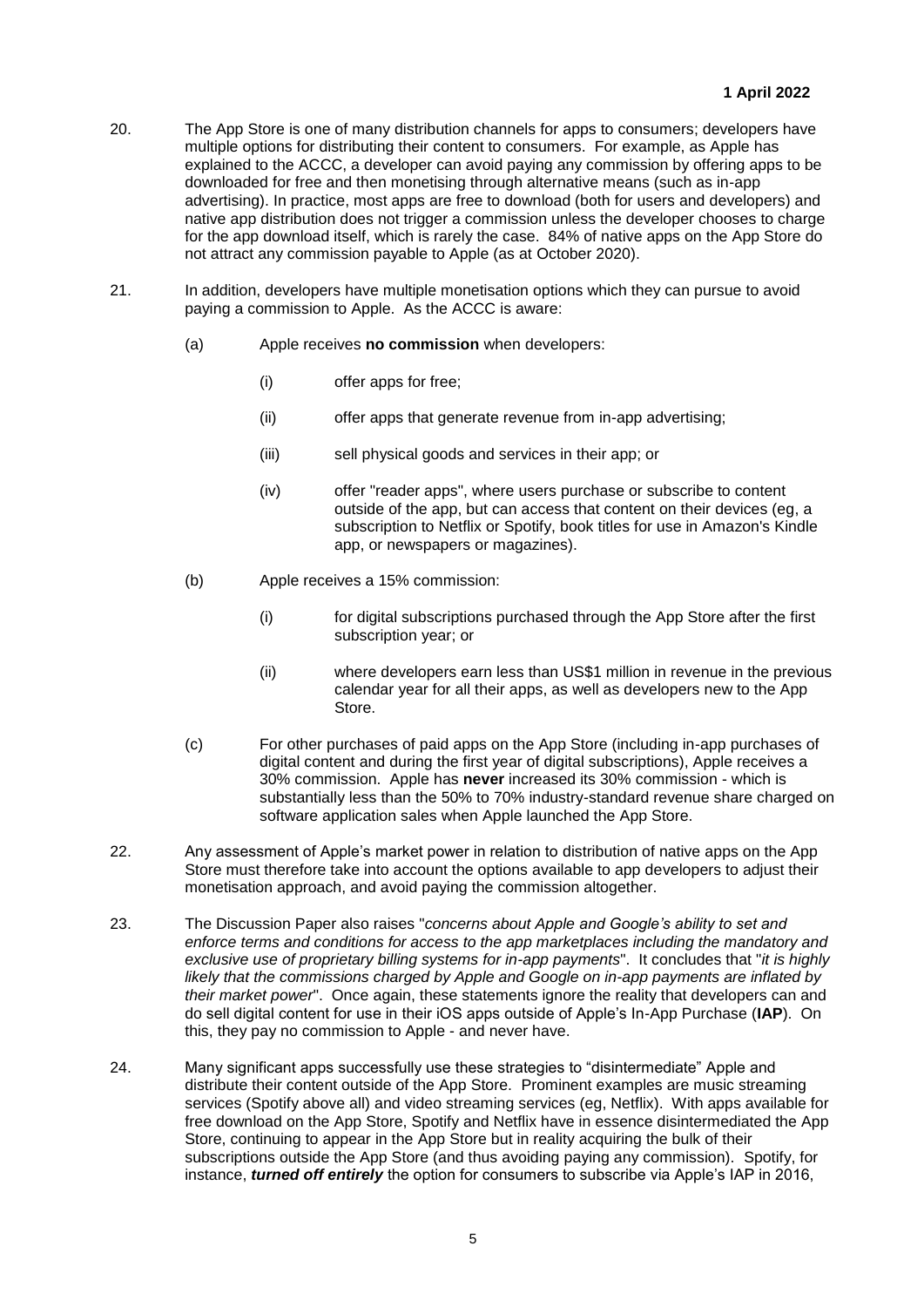**1 April 2022**

20. The App Store is one of many distribution channels for apps to consumers; developers have multiple options for distributing their content to consumers. For example, as Apple has explained to the ACCC, a developer can avoid paying any commission by offering apps to be downloaded for free and then monetising through alternative means (such as in-app advertising). In practice, most apps are free to download (both for users and developers) and native app distribution does not trigger a commission unless the developer chooses to charge for the app download itself, which is rarely the case. 84% of native apps on the App Store do not attract any commission payable to Apple (as at October 2020).

21. In addition, developers have multiple monetisation options which they can pursue to avoid paying a commission to Apple. As the ACCC is aware:

    (a) Apple receives **no commission** when developers:

        (i) offer apps for free;

        (ii) offer apps that generate revenue from in-app advertising;

        (iii) sell physical goods and services in their app; or

        (iv) offer "reader apps", where users purchase or subscribe to content outside of the app, but can access that content on their devices (eg, a subscription to Netflix or Spotify, book titles for use in Amazon's Kindle app, or newspapers or magazines).

    (b) Apple receives a 15% commission:

        (i) for digital subscriptions purchased through the App Store after the first subscription year; or

        (ii) where developers earn less than US$1 million in revenue in the previous calendar year for all their apps, as well as developers new to the App Store.

    (c) For other purchases of paid apps on the App Store (including in-app purchases of digital content and during the first year of digital subscriptions), Apple receives a 30% commission. Apple has **never** increased its 30% commission - which is substantially less than the 50% to 70% industry-standard revenue share charged on software application sales when Apple launched the App Store.

22. Any assessment of Apple's market power in relation to distribution of native apps on the App Store must therefore take into account the options available to app developers to adjust their monetisation approach, and avoid paying the commission altogether.

23. The Discussion Paper also raises "*concerns about Apple and Google's ability to set and enforce terms and conditions for access to the app marketplaces including the mandatory and exclusive use of proprietary billing systems for in-app payments*". It concludes that "*it is highly likely that the commissions charged by Apple and Google on in-app payments are inflated by their market power*". Once again, these statements ignore the reality that developers can and do sell digital content for use in their iOS apps outside of Apple's In-App Purchase (**IAP**). On this, they pay no commission to Apple - and never have.

24. Many significant apps successfully use these strategies to "disintermediate" Apple and distribute their content outside of the App Store. Prominent examples are music streaming services (Spotify above all) and video streaming services (eg, Netflix). With apps available for free download on the App Store, Spotify and Netflix have in essence disintermediated the App Store, continuing to appear in the App Store but in reality acquiring the bulk of their subscriptions outside the App Store (and thus avoiding paying any commission). Spotify, for instance, ***turned off entirely*** the option for consumers to subscribe via Apple's IAP in 2016,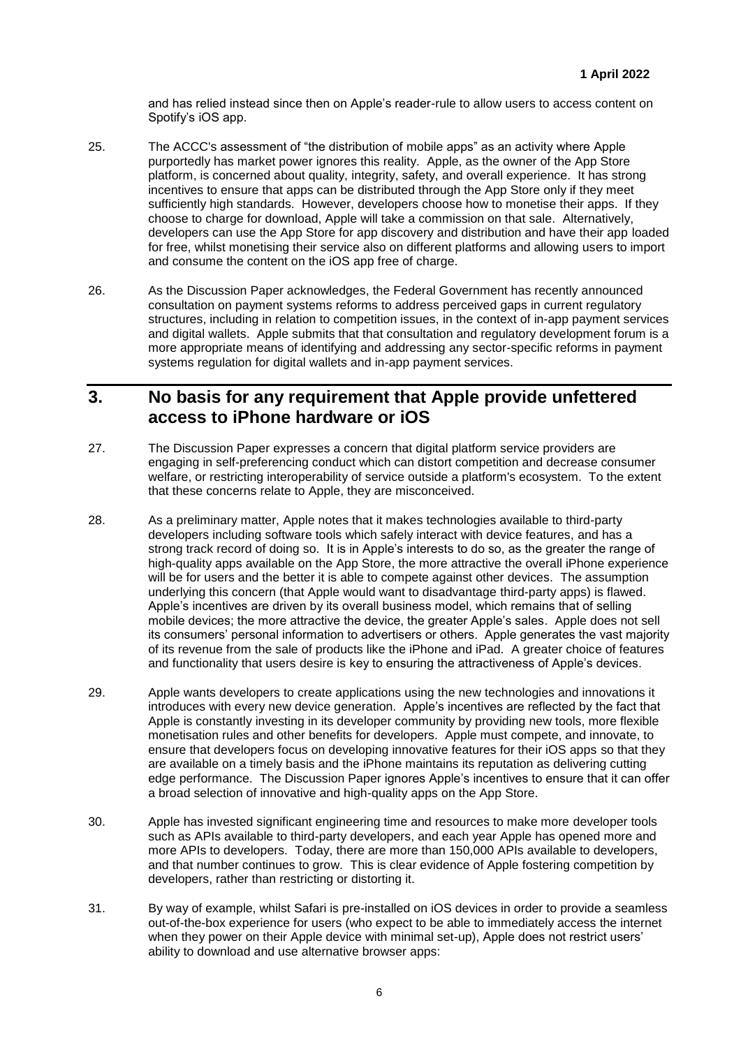and has relied instead since then on Apple's reader-rule to allow users to access content on Spotify's iOS app.

25. The ACCC's assessment of "the distribution of mobile apps" as an activity where Apple purportedly has market power ignores this reality. Apple, as the owner of the App Store platform, is concerned about quality, integrity, safety, and overall experience. It has strong incentives to ensure that apps can be distributed through the App Store only if they meet sufficiently high standards. However, developers choose how to monetise their apps. If they choose to charge for download, Apple will take a commission on that sale. Alternatively, developers can use the App Store for app discovery and distribution and have their app loaded for free, whilst monetising their service also on different platforms and allowing users to import and consume the content on the iOS app free of charge.

26. As the Discussion Paper acknowledges, the Federal Government has recently announced consultation on payment systems reforms to address perceived gaps in current regulatory structures, including in relation to competition issues, in the context of in-app payment services and digital wallets. Apple submits that that consultation and regulatory development forum is a more appropriate means of identifying and addressing any sector-specific reforms in payment systems regulation for digital wallets and in-app payment services.

## 3. No basis for any requirement that Apple provide unfettered access to iPhone hardware or iOS

27. The Discussion Paper expresses a concern that digital platform service providers are engaging in self-preferencing conduct which can distort competition and decrease consumer welfare, or restricting interoperability of service outside a platform's ecosystem. To the extent that these concerns relate to Apple, they are misconceived.

28. As a preliminary matter, Apple notes that it makes technologies available to third-party developers including software tools which safely interact with device features, and has a strong track record of doing so. It is in Apple's interests to do so, as the greater the range of high-quality apps available on the App Store, the more attractive the overall iPhone experience will be for users and the better it is able to compete against other devices. The assumption underlying this concern (that Apple would want to disadvantage third-party apps) is flawed. Apple's incentives are driven by its overall business model, which remains that of selling mobile devices; the more attractive the device, the greater Apple's sales. Apple does not sell its consumers' personal information to advertisers or others. Apple generates the vast majority of its revenue from the sale of products like the iPhone and iPad. A greater choice of features and functionality that users desire is key to ensuring the attractiveness of Apple's devices.

29. Apple wants developers to create applications using the new technologies and innovations it introduces with every new device generation. Apple's incentives are reflected by the fact that Apple is constantly investing in its developer community by providing new tools, more flexible monetisation rules and other benefits for developers. Apple must compete, and innovate, to ensure that developers focus on developing innovative features for their iOS apps so that they are available on a timely basis and the iPhone maintains its reputation as delivering cutting edge performance. The Discussion Paper ignores Apple's incentives to ensure that it can offer a broad selection of innovative and high-quality apps on the App Store.

30. Apple has invested significant engineering time and resources to make more developer tools such as APIs available to third-party developers, and each year Apple has opened more and more APIs to developers. Today, there are more than 150,000 APIs available to developers, and that number continues to grow. This is clear evidence of Apple fostering competition by developers, rather than restricting or distorting it.

31. By way of example, whilst Safari is pre-installed on iOS devices in order to provide a seamless out-of-the-box experience for users (who expect to be able to immediately access the internet when they power on their Apple device with minimal set-up), Apple does not restrict users' ability to download and use alternative browser apps: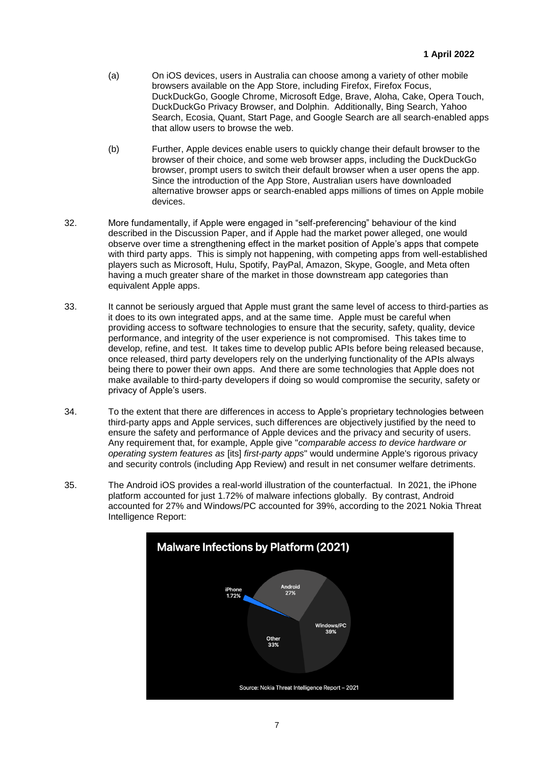(a) On iOS devices, users in Australia can choose among a variety of other mobile browsers available on the App Store, including Firefox, Firefox Focus, DuckDuckGo, Google Chrome, Microsoft Edge, Brave, Aloha, Cake, Opera Touch, DuckDuckGo Privacy Browser, and Dolphin. Additionally, Bing Search, Yahoo Search, Ecosia, Quant, Start Page, and Google Search are all search-enabled apps that allow users to browse the web.

(b) Further, Apple devices enable users to quickly change their default browser to the browser of their choice, and some web browser apps, including the DuckDuckGo browser, prompt users to switch their default browser when a user opens the app. Since the introduction of the App Store, Australian users have downloaded alternative browser apps or search-enabled apps millions of times on Apple mobile devices.

32. More fundamentally, if Apple were engaged in "self-preferencing" behaviour of the kind described in the Discussion Paper, and if Apple had the market power alleged, one would observe over time a strengthening effect in the market position of Apple's apps that compete with third party apps. This is simply not happening, with competing apps from well-established players such as Microsoft, Hulu, Spotify, PayPal, Amazon, Skype, Google, and Meta often having a much greater share of the market in those downstream app categories than equivalent Apple apps.

33. It cannot be seriously argued that Apple must grant the same level of access to third-parties as it does to its own integrated apps, and at the same time. Apple must be careful when providing access to software technologies to ensure that the security, safety, quality, device performance, and integrity of the user experience is not compromised. This takes time to develop, refine, and test. It takes time to develop public APIs before being released because, once released, third party developers rely on the underlying functionality of the APIs always being there to power their own apps. And there are some technologies that Apple does not make available to third-party developers if doing so would compromise the security, safety or privacy of Apple's users.

34. To the extent that there are differences in access to Apple's proprietary technologies between third-party apps and Apple services, such differences are objectively justified by the need to ensure the safety and performance of Apple devices and the privacy and security of users. Any requirement that, for example, Apple give "*comparable access to device hardware or operating system features as* [its] *first-party apps*" would undermine Apple's rigorous privacy and security controls (including App Review) and result in net consumer welfare detriments.

35. The Android iOS provides a real-world illustration of the counterfactual. In 2021, the iPhone platform accounted for just 1.72% of malware infections globally. By contrast, Android accounted for 27% and Windows/PC accounted for 39%, according to the 2021 Nokia Threat Intelligence Report: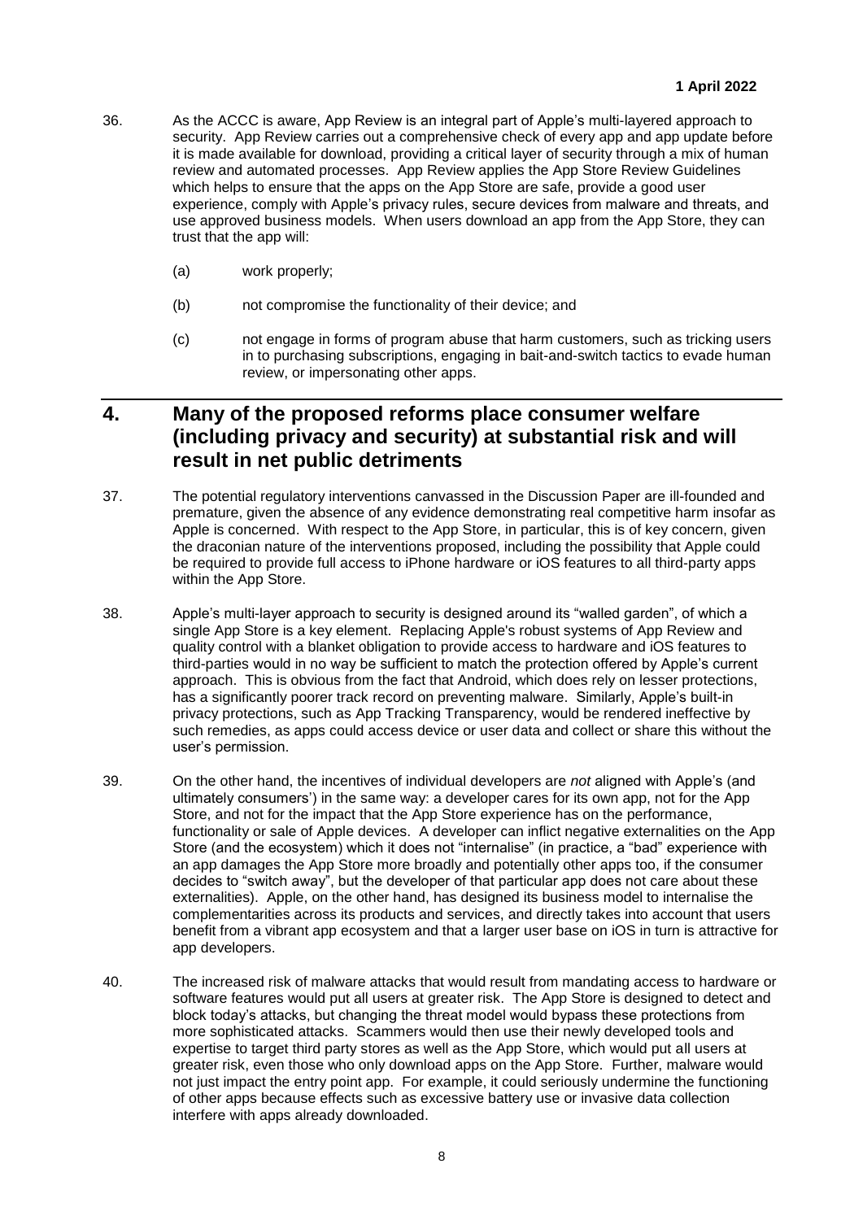36. As the ACCC is aware, App Review is an integral part of Apple's multi-layered approach to security. App Review carries out a comprehensive check of every app and app update before it is made available for download, providing a critical layer of security through a mix of human review and automated processes. App Review applies the App Store Review Guidelines which helps to ensure that the apps on the App Store are safe, provide a good user experience, comply with Apple's privacy rules, secure devices from malware and threats, and use approved business models. When users download an app from the App Store, they can trust that the app will:

    (a) work properly;

    (b) not compromise the functionality of their device; and

    (c) not engage in forms of program abuse that harm customers, such as tricking users in to purchasing subscriptions, engaging in bait-and-switch tactics to evade human review, or impersonating other apps.

## 4. Many of the proposed reforms place consumer welfare (including privacy and security) at substantial risk and will result in net public detriments

37. The potential regulatory interventions canvassed in the Discussion Paper are ill-founded and premature, given the absence of any evidence demonstrating real competitive harm insofar as Apple is concerned. With respect to the App Store, in particular, this is of key concern, given the draconian nature of the interventions proposed, including the possibility that Apple could be required to provide full access to iPhone hardware or iOS features to all third-party apps within the App Store.

38. Apple's multi-layer approach to security is designed around its "walled garden", of which a single App Store is a key element. Replacing Apple's robust systems of App Review and quality control with a blanket obligation to provide access to hardware and iOS features to third-parties would in no way be sufficient to match the protection offered by Apple's current approach. This is obvious from the fact that Android, which does rely on lesser protections, has a significantly poorer track record on preventing malware. Similarly, Apple's built-in privacy protections, such as App Tracking Transparency, would be rendered ineffective by such remedies, as apps could access device or user data and collect or share this without the user's permission.

39. On the other hand, the incentives of individual developers are *not* aligned with Apple's (and ultimately consumers') in the same way: a developer cares for its own app, not for the App Store, and not for the impact that the App Store experience has on the performance, functionality or sale of Apple devices. A developer can inflict negative externalities on the App Store (and the ecosystem) which it does not "internalise" (in practice, a "bad" experience with an app damages the App Store more broadly and potentially other apps too, if the consumer decides to "switch away", but the developer of that particular app does not care about these externalities). Apple, on the other hand, has designed its business model to internalise the complementarities across its products and services, and directly takes into account that users benefit from a vibrant app ecosystem and that a larger user base on iOS in turn is attractive for app developers.

40. The increased risk of malware attacks that would result from mandating access to hardware or software features would put all users at greater risk. The App Store is designed to detect and block today's attacks, but changing the threat model would bypass these protections from more sophisticated attacks. Scammers would then use their newly developed tools and expertise to target third party stores as well as the App Store, which would put all users at greater risk, even those who only download apps on the App Store. Further, malware would not just impact the entry point app. For example, it could seriously undermine the functioning of other apps because effects such as excessive battery use or invasive data collection interfere with apps already downloaded.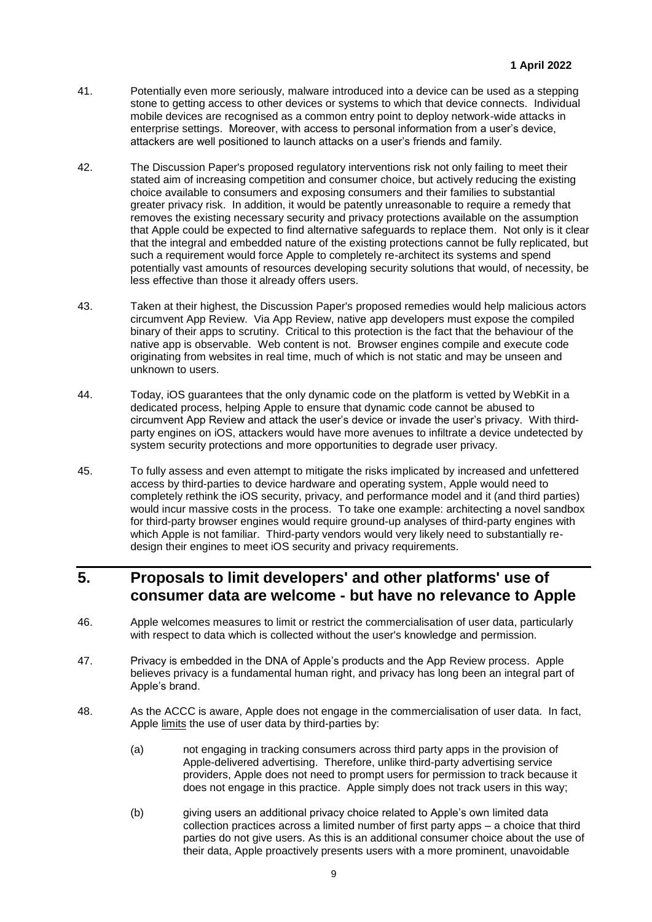41. Potentially even more seriously, malware introduced into a device can be used as a stepping stone to getting access to other devices or systems to which that device connects. Individual mobile devices are recognised as a common entry point to deploy network-wide attacks in enterprise settings. Moreover, with access to personal information from a user's device, attackers are well positioned to launch attacks on a user's friends and family.

42. The Discussion Paper's proposed regulatory interventions risk not only failing to meet their stated aim of increasing competition and consumer choice, but actively reducing the existing choice available to consumers and exposing consumers and their families to substantial greater privacy risk. In addition, it would be patently unreasonable to require a remedy that removes the existing necessary security and privacy protections available on the assumption that Apple could be expected to find alternative safeguards to replace them. Not only is it clear that the integral and embedded nature of the existing protections cannot be fully replicated, but such a requirement would force Apple to completely re-architect its systems and spend potentially vast amounts of resources developing security solutions that would, of necessity, be less effective than those it already offers users.

43. Taken at their highest, the Discussion Paper's proposed remedies would help malicious actors circumvent App Review. Via App Review, native app developers must expose the compiled binary of their apps to scrutiny. Critical to this protection is the fact that the behaviour of the native app is observable. Web content is not. Browser engines compile and execute code originating from websites in real time, much of which is not static and may be unseen and unknown to users.

44. Today, iOS guarantees that the only dynamic code on the platform is vetted by WebKit in a dedicated process, helping Apple to ensure that dynamic code cannot be abused to circumvent App Review and attack the user's device or invade the user's privacy. With third-party engines on iOS, attackers would have more avenues to infiltrate a device undetected by system security protections and more opportunities to degrade user privacy.

45. To fully assess and even attempt to mitigate the risks implicated by increased and unfettered access by third-parties to device hardware and operating system, Apple would need to completely rethink the iOS security, privacy, and performance model and it (and third parties) would incur massive costs in the process. To take one example: architecting a novel sandbox for third-party browser engines would require ground-up analyses of third-party engines with which Apple is not familiar. Third-party vendors would very likely need to substantially re-design their engines to meet iOS security and privacy requirements.

## 5. Proposals to limit developers' and other platforms' use of consumer data are welcome - but have no relevance to Apple

46. Apple welcomes measures to limit or restrict the commercialisation of user data, particularly with respect to data which is collected without the user's knowledge and permission.

47. Privacy is embedded in the DNA of Apple's products and the App Review process. Apple believes privacy is a fundamental human right, and privacy has long been an integral part of Apple's brand.

48. As the ACCC is aware, Apple does not engage in the commercialisation of user data. In fact, Apple limits the use of user data by third-parties by:

   (a) not engaging in tracking consumers across third party apps in the provision of Apple-delivered advertising. Therefore, unlike third-party advertising service providers, Apple does not need to prompt users for permission to track because it does not engage in this practice. Apple simply does not track users in this way;

   (b) giving users an additional privacy choice related to Apple's own limited data collection practices across a limited number of first party apps – a choice that third parties do not give users. As this is an additional consumer choice about the use of their data, Apple proactively presents users with a more prominent, unavoidable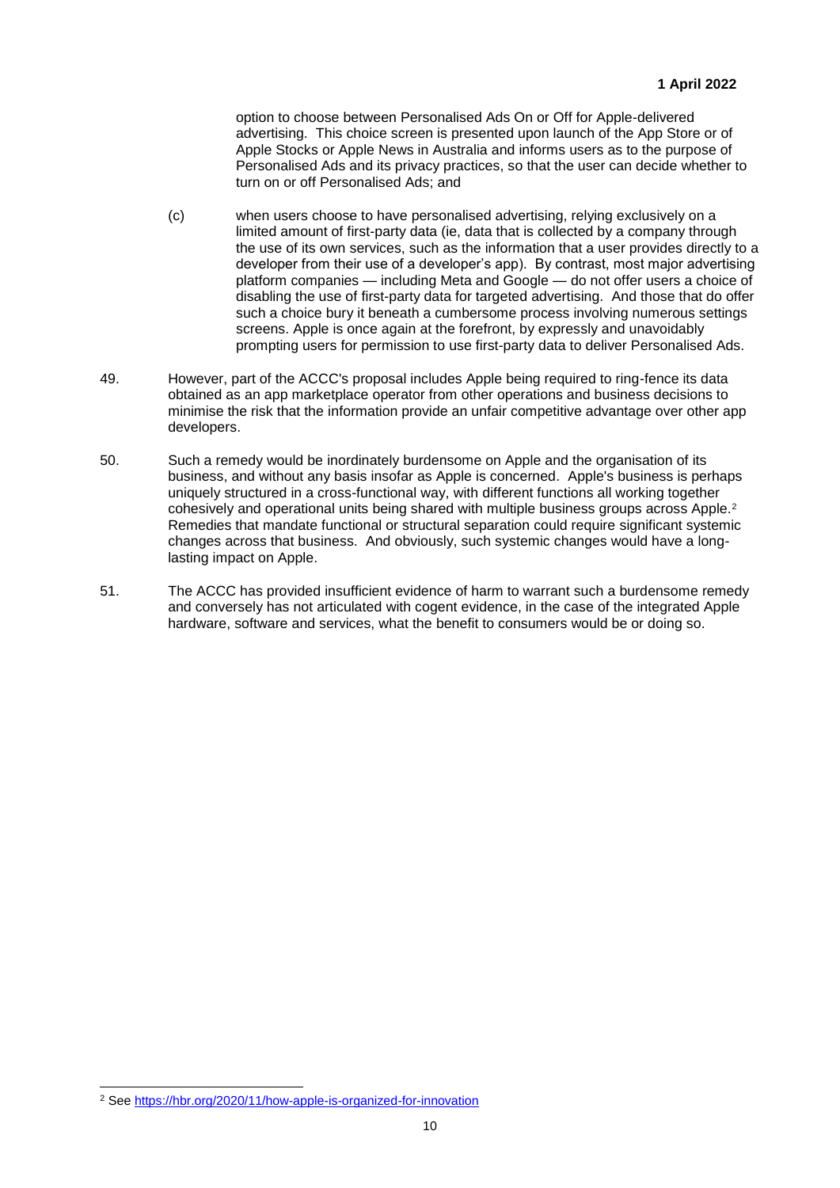option to choose between Personalised Ads On or Off for Apple-delivered advertising. This choice screen is presented upon launch of the App Store or of Apple Stocks or Apple News in Australia and informs users as to the purpose of Personalised Ads and its privacy practices, so that the user can decide whether to turn on or off Personalised Ads; and

(c) when users choose to have personalised advertising, relying exclusively on a limited amount of first-party data (ie, data that is collected by a company through the use of its own services, such as the information that a user provides directly to a developer from their use of a developer's app). By contrast, most major advertising platform companies — including Meta and Google — do not offer users a choice of disabling the use of first-party data for targeted advertising. And those that do offer such a choice bury it beneath a cumbersome process involving numerous settings screens. Apple is once again at the forefront, by expressly and unavoidably prompting users for permission to use first-party data to deliver Personalised Ads.

49. However, part of the ACCC's proposal includes Apple being required to ring-fence its data obtained as an app marketplace operator from other operations and business decisions to minimise the risk that the information provide an unfair competitive advantage over other app developers.

50. Such a remedy would be inordinately burdensome on Apple and the organisation of its business, and without any basis insofar as Apple is concerned. Apple's business is perhaps uniquely structured in a cross-functional way, with different functions all working together cohesively and operational units being shared with multiple business groups across Apple.[2] Remedies that mandate functional or structural separation could require significant systemic changes across that business. And obviously, such systemic changes would have a long-lasting impact on Apple.

51. The ACCC has provided insufficient evidence of harm to warrant such a burdensome remedy and conversely has not articulated with cogent evidence, in the case of the integrated Apple hardware, software and services, what the benefit to consumers would be or doing so.

---

[2] See https://hbr.org/2020/11/how-apple-is-organized-for-innovation